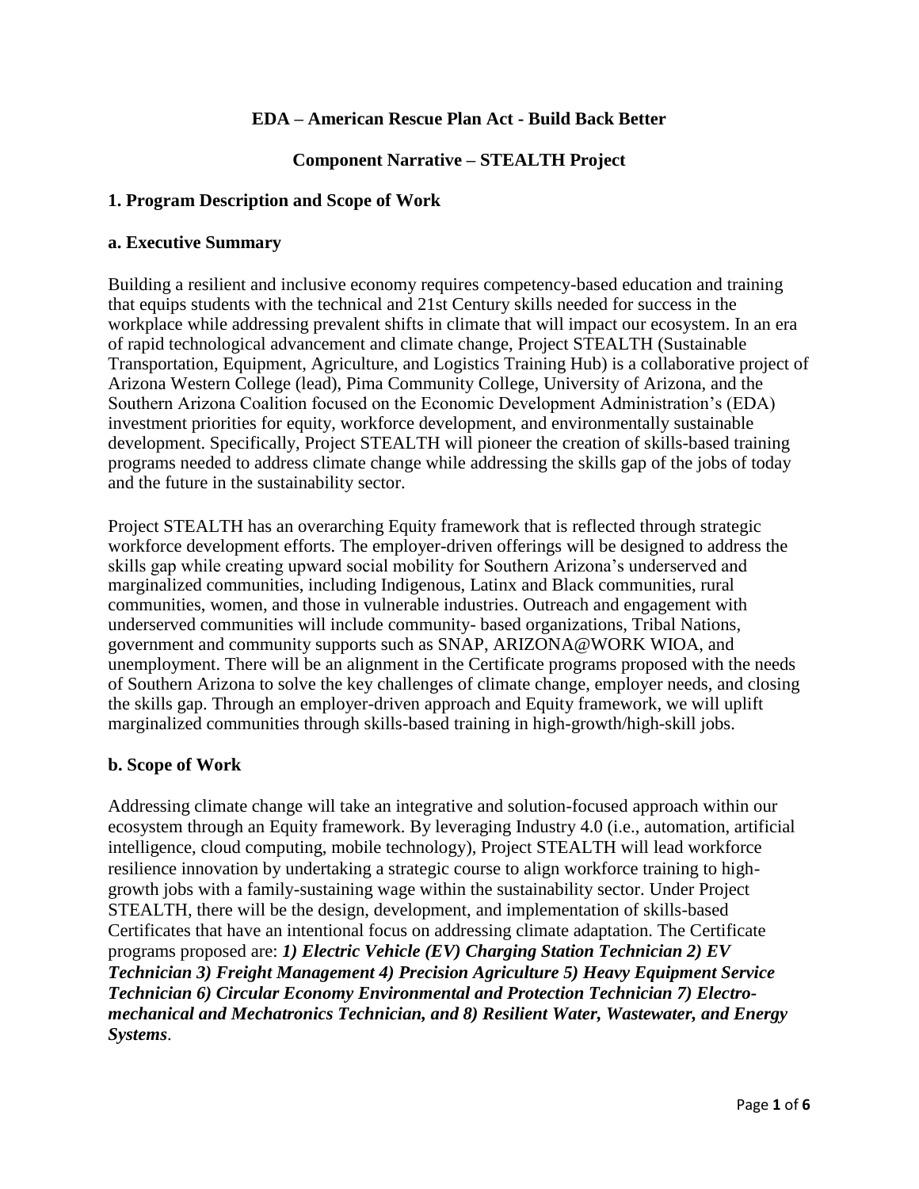# EDA – American Rescue Plan Act - Build Back Better

## Component Narrative – STEALTH Project

### 1. Program Description and Scope of Work

#### a. Executive Summary

Building a resilient and inclusive economy requires competency-based education and training that equips students with the technical and 21st Century skills needed for success in the workplace while addressing prevalent shifts in climate that will impact our ecosystem. In an era of rapid technological advancement and climate change, Project STEALTH (Sustainable Transportation, Equipment, Agriculture, and Logistics Training Hub) is a collaborative project of Arizona Western College (lead), Pima Community College, University of Arizona, and the Southern Arizona Coalition focused on the Economic Development Administration's (EDA) investment priorities for equity, workforce development, and environmentally sustainable development. Specifically, Project STEALTH will pioneer the creation of skills-based training programs needed to address climate change while addressing the skills gap of the jobs of today and the future in the sustainability sector.

Project STEALTH has an overarching Equity framework that is reflected through strategic workforce development efforts. The employer-driven offerings will be designed to address the skills gap while creating upward social mobility for Southern Arizona's underserved and marginalized communities, including Indigenous, Latinx and Black communities, rural communities, women, and those in vulnerable industries. Outreach and engagement with underserved communities will include community- based organizations, Tribal Nations, government and community supports such as SNAP, ARIZONA@WORK WIOA, and unemployment. There will be an alignment in the Certificate programs proposed with the needs of Southern Arizona to solve the key challenges of climate change, employer needs, and closing the skills gap. Through an employer-driven approach and Equity framework, we will uplift marginalized communities through skills-based training in high-growth/high-skill jobs.

#### b. Scope of Work

Addressing climate change will take an integrative and solution-focused approach within our ecosystem through an Equity framework. By leveraging Industry 4.0 (i.e., automation, artificial intelligence, cloud computing, mobile technology), Project STEALTH will lead workforce resilience innovation by undertaking a strategic course to align workforce training to high-growth jobs with a family-sustaining wage within the sustainability sector. Under Project STEALTH, there will be the design, development, and implementation of skills-based Certificates that have an intentional focus on addressing climate adaptation. The Certificate programs proposed are: ***1) Electric Vehicle (EV) Charging Station Technician 2) EV Technician 3) Freight Management 4) Precision Agriculture 5) Heavy Equipment Service Technician 6) Circular Economy Environmental and Protection Technician 7) Electro-mechanical and Mechatronics Technician, and 8) Resilient Water, Wastewater, and Energy Systems***.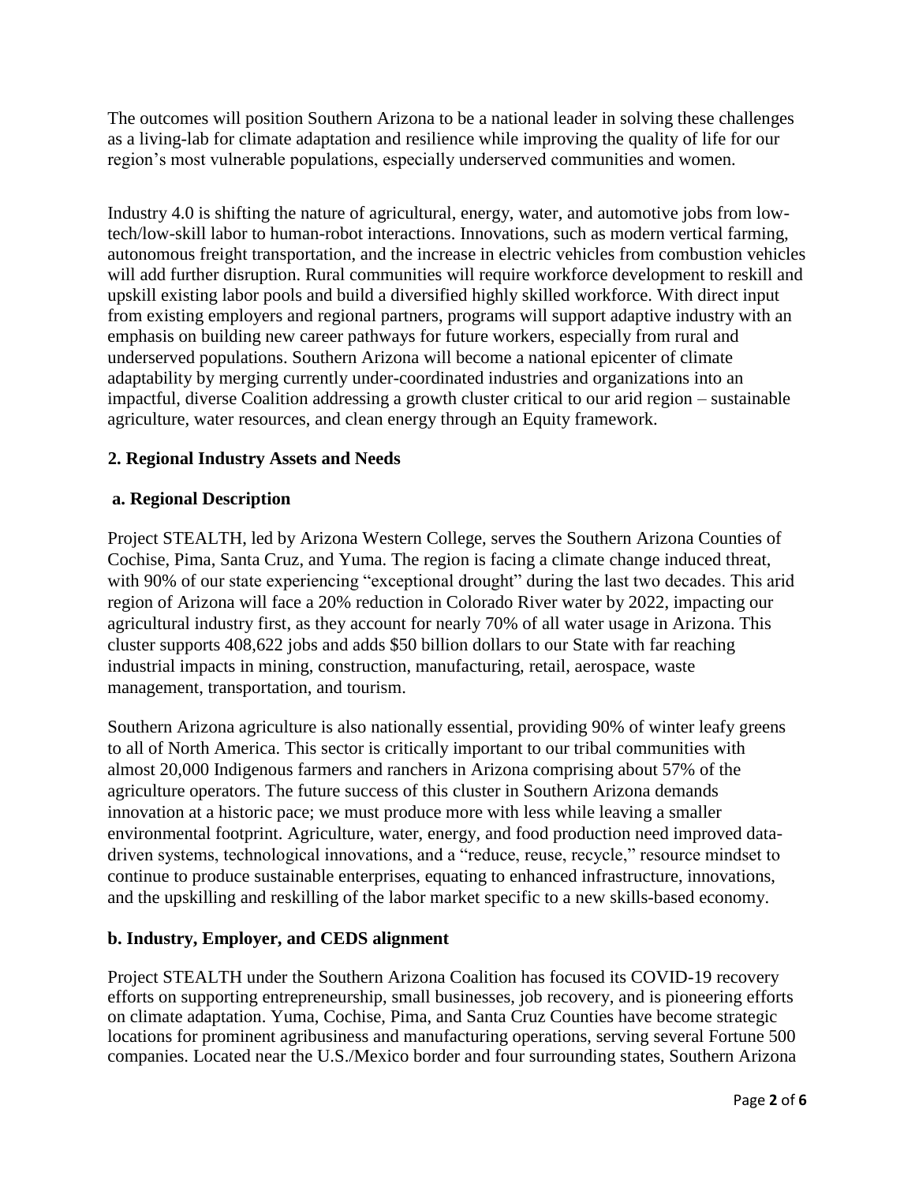The outcomes will position Southern Arizona to be a national leader in solving these challenges as a living-lab for climate adaptation and resilience while improving the quality of life for our region's most vulnerable populations, especially underserved communities and women.

Industry 4.0 is shifting the nature of agricultural, energy, water, and automotive jobs from low-tech/low-skill labor to human-robot interactions. Innovations, such as modern vertical farming, autonomous freight transportation, and the increase in electric vehicles from combustion vehicles will add further disruption. Rural communities will require workforce development to reskill and upskill existing labor pools and build a diversified highly skilled workforce. With direct input from existing employers and regional partners, programs will support adaptive industry with an emphasis on building new career pathways for future workers, especially from rural and underserved populations. Southern Arizona will become a national epicenter of climate adaptability by merging currently under-coordinated industries and organizations into an impactful, diverse Coalition addressing a growth cluster critical to our arid region – sustainable agriculture, water resources, and clean energy through an Equity framework.

## 2. Regional Industry Assets and Needs

### a. Regional Description

Project STEALTH, led by Arizona Western College, serves the Southern Arizona Counties of Cochise, Pima, Santa Cruz, and Yuma. The region is facing a climate change induced threat, with 90% of our state experiencing "exceptional drought" during the last two decades. This arid region of Arizona will face a 20% reduction in Colorado River water by 2022, impacting our agricultural industry first, as they account for nearly 70% of all water usage in Arizona. This cluster supports 408,622 jobs and adds $50 billion dollars to our State with far reaching industrial impacts in mining, construction, manufacturing, retail, aerospace, waste management, transportation, and tourism.

Southern Arizona agriculture is also nationally essential, providing 90% of winter leafy greens to all of North America. This sector is critically important to our tribal communities with almost 20,000 Indigenous farmers and ranchers in Arizona comprising about 57% of the agriculture operators. The future success of this cluster in Southern Arizona demands innovation at a historic pace; we must produce more with less while leaving a smaller environmental footprint. Agriculture, water, energy, and food production need improved data-driven systems, technological innovations, and a "reduce, reuse, recycle," resource mindset to continue to produce sustainable enterprises, equating to enhanced infrastructure, innovations, and the upskilling and reskilling of the labor market specific to a new skills-based economy.

### b. Industry, Employer, and CEDS alignment

Project STEALTH under the Southern Arizona Coalition has focused its COVID-19 recovery efforts on supporting entrepreneurship, small businesses, job recovery, and is pioneering efforts on climate adaptation. Yuma, Cochise, Pima, and Santa Cruz Counties have become strategic locations for prominent agribusiness and manufacturing operations, serving several Fortune 500 companies. Located near the U.S./Mexico border and four surrounding states, Southern Arizona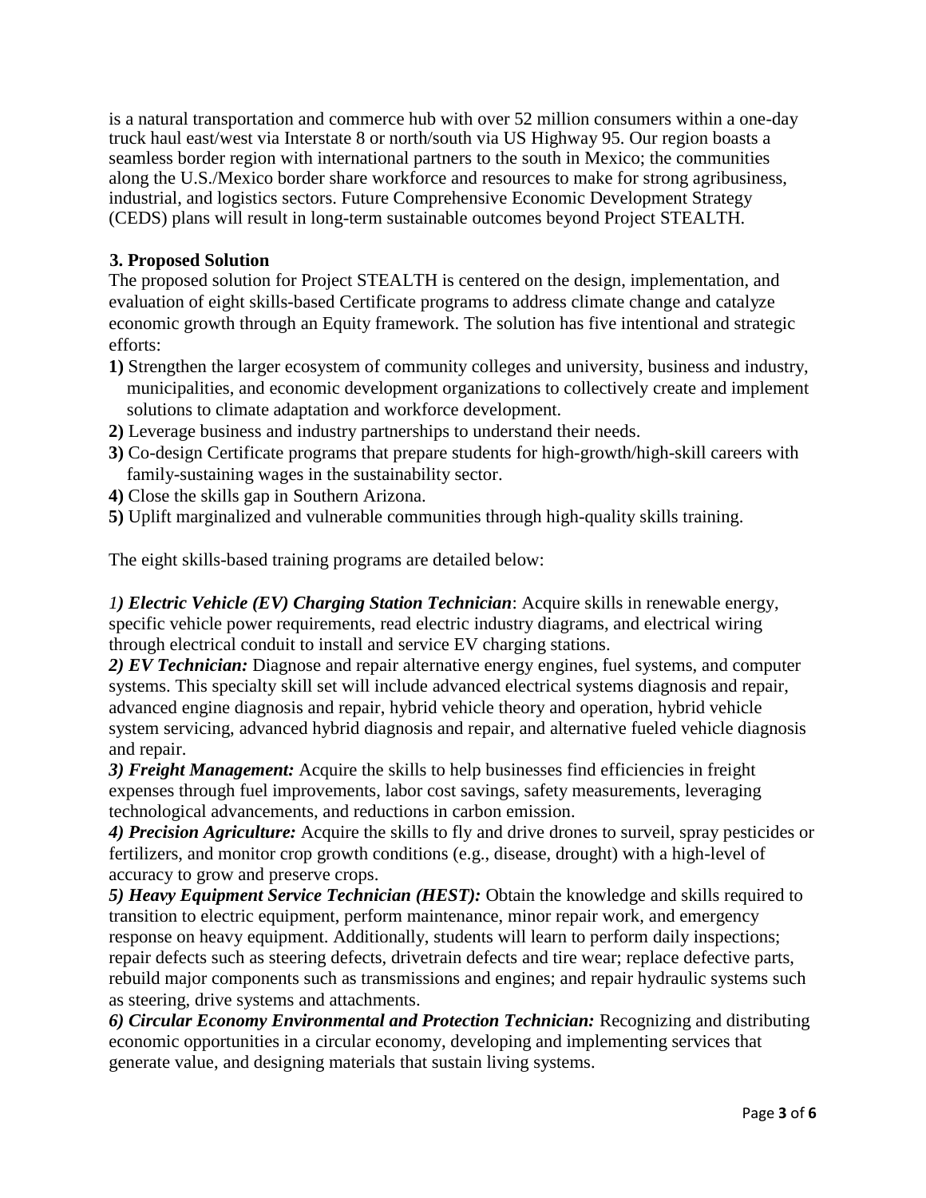is a natural transportation and commerce hub with over 52 million consumers within a one-day truck haul east/west via Interstate 8 or north/south via US Highway 95. Our region boasts a seamless border region with international partners to the south in Mexico; the communities along the U.S./Mexico border share workforce and resources to make for strong agribusiness, industrial, and logistics sectors. Future Comprehensive Economic Development Strategy (CEDS) plans will result in long-term sustainable outcomes beyond Project STEALTH.

## 3. Proposed Solution

The proposed solution for Project STEALTH is centered on the design, implementation, and evaluation of eight skills-based Certificate programs to address climate change and catalyze economic growth through an Equity framework. The solution has five intentional and strategic efforts:

**1)** Strengthen the larger ecosystem of community colleges and university, business and industry, municipalities, and economic development organizations to collectively create and implement solutions to climate adaptation and workforce development.
**2)** Leverage business and industry partnerships to understand their needs.
**3)** Co-design Certificate programs that prepare students for high-growth/high-skill careers with family-sustaining wages in the sustainability sector.
**4)** Close the skills gap in Southern Arizona.
**5)** Uplift marginalized and vulnerable communities through high-quality skills training.

The eight skills-based training programs are detailed below:

***1) Electric Vehicle (EV) Charging Station Technician***: Acquire skills in renewable energy, specific vehicle power requirements, read electric industry diagrams, and electrical wiring through electrical conduit to install and service EV charging stations.
***2) EV Technician:*** Diagnose and repair alternative energy engines, fuel systems, and computer systems. This specialty skill set will include advanced electrical systems diagnosis and repair, advanced engine diagnosis and repair, hybrid vehicle theory and operation, hybrid vehicle system servicing, advanced hybrid diagnosis and repair, and alternative fueled vehicle diagnosis and repair.
***3) Freight Management:*** Acquire the skills to help businesses find efficiencies in freight expenses through fuel improvements, labor cost savings, safety measurements, leveraging technological advancements, and reductions in carbon emission.
***4) Precision Agriculture:*** Acquire the skills to fly and drive drones to surveil, spray pesticides or fertilizers, and monitor crop growth conditions (e.g., disease, drought) with a high-level of accuracy to grow and preserve crops.
***5) Heavy Equipment Service Technician (HEST):*** Obtain the knowledge and skills required to transition to electric equipment, perform maintenance, minor repair work, and emergency response on heavy equipment. Additionally, students will learn to perform daily inspections; repair defects such as steering defects, drivetrain defects and tire wear; replace defective parts, rebuild major components such as transmissions and engines; and repair hydraulic systems such as steering, drive systems and attachments.
***6) Circular Economy Environmental and Protection Technician:*** Recognizing and distributing economic opportunities in a circular economy, developing and implementing services that generate value, and designing materials that sustain living systems.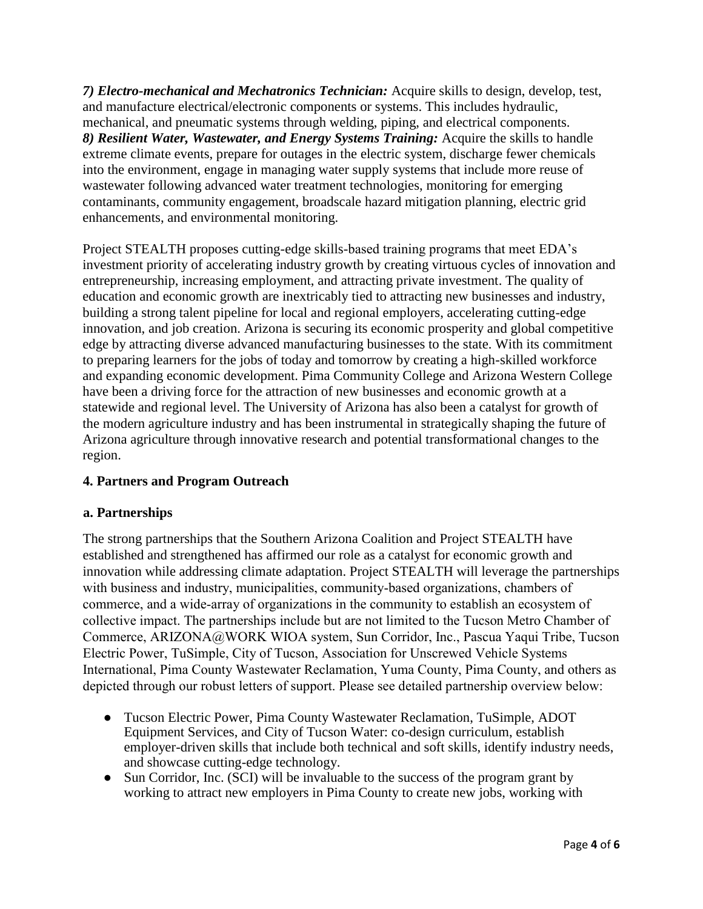***7) Electro-mechanical and Mechatronics Technician:*** Acquire skills to design, develop, test, and manufacture electrical/electronic components or systems. This includes hydraulic, mechanical, and pneumatic systems through welding, piping, and electrical components.
***8) Resilient Water, Wastewater, and Energy Systems Training:*** Acquire the skills to handle extreme climate events, prepare for outages in the electric system, discharge fewer chemicals into the environment, engage in managing water supply systems that include more reuse of wastewater following advanced water treatment technologies, monitoring for emerging contaminants, community engagement, broadscale hazard mitigation planning, electric grid enhancements, and environmental monitoring.

Project STEALTH proposes cutting-edge skills-based training programs that meet EDA's investment priority of accelerating industry growth by creating virtuous cycles of innovation and entrepreneurship, increasing employment, and attracting private investment. The quality of education and economic growth are inextricably tied to attracting new businesses and industry, building a strong talent pipeline for local and regional employers, accelerating cutting-edge innovation, and job creation. Arizona is securing its economic prosperity and global competitive edge by attracting diverse advanced manufacturing businesses to the state. With its commitment to preparing learners for the jobs of today and tomorrow by creating a high-skilled workforce and expanding economic development. Pima Community College and Arizona Western College have been a driving force for the attraction of new businesses and economic growth at a statewide and regional level. The University of Arizona has also been a catalyst for growth of the modern agriculture industry and has been instrumental in strategically shaping the future of Arizona agriculture through innovative research and potential transformational changes to the region.

## 4. Partners and Program Outreach

### a. Partnerships

The strong partnerships that the Southern Arizona Coalition and Project STEALTH have established and strengthened has affirmed our role as a catalyst for economic growth and innovation while addressing climate adaptation. Project STEALTH will leverage the partnerships with business and industry, municipalities, community-based organizations, chambers of commerce, and a wide-array of organizations in the community to establish an ecosystem of collective impact. The partnerships include but are not limited to the Tucson Metro Chamber of Commerce, ARIZONA@WORK WIOA system, Sun Corridor, Inc., Pascua Yaqui Tribe, Tucson Electric Power, TuSimple, City of Tucson, Association for Unscrewed Vehicle Systems International, Pima County Wastewater Reclamation, Yuma County, Pima County, and others as depicted through our robust letters of support. Please see detailed partnership overview below:

- Tucson Electric Power, Pima County Wastewater Reclamation, TuSimple, ADOT Equipment Services, and City of Tucson Water: co-design curriculum, establish employer-driven skills that include both technical and soft skills, identify industry needs, and showcase cutting-edge technology.
- Sun Corridor, Inc. (SCI) will be invaluable to the success of the program grant by working to attract new employers in Pima County to create new jobs, working with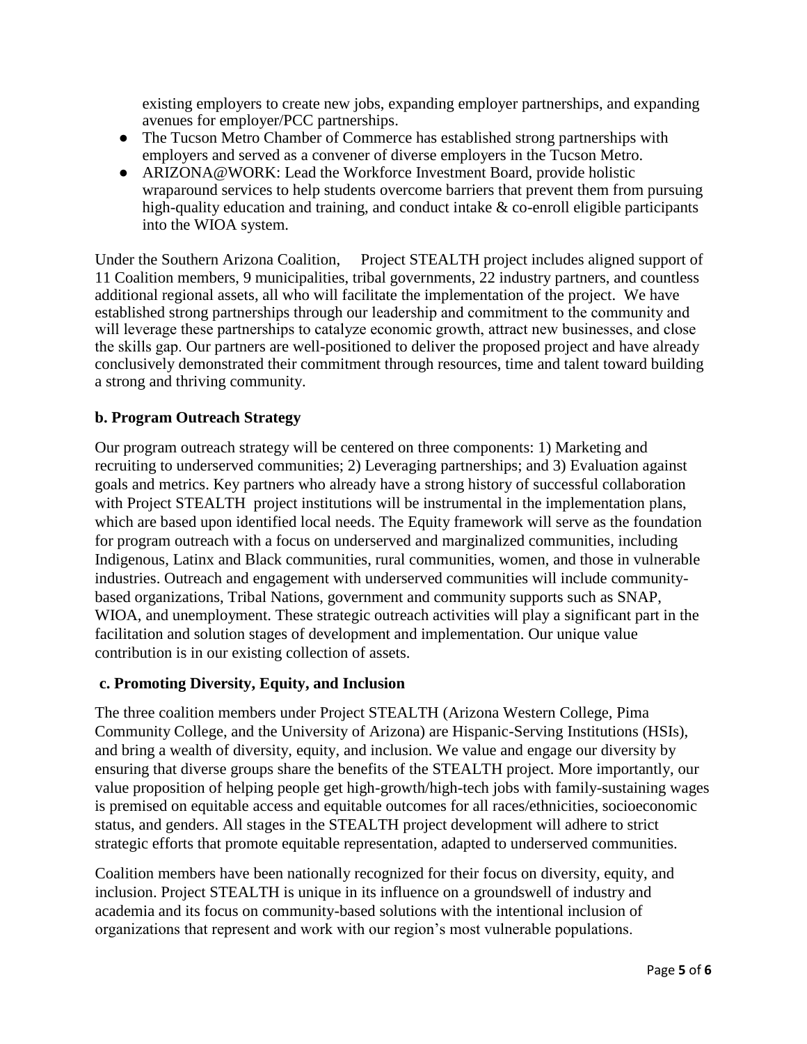existing employers to create new jobs, expanding employer partnerships, and expanding avenues for employer/PCC partnerships.

- The Tucson Metro Chamber of Commerce has established strong partnerships with employers and served as a convener of diverse employers in the Tucson Metro.
- ARIZONA@WORK: Lead the Workforce Investment Board, provide holistic wraparound services to help students overcome barriers that prevent them from pursuing high-quality education and training, and conduct intake & co-enroll eligible participants into the WIOA system.

Under the Southern Arizona Coalition, Project STEALTH project includes aligned support of 11 Coalition members, 9 municipalities, tribal governments, 22 industry partners, and countless additional regional assets, all who will facilitate the implementation of the project. We have established strong partnerships through our leadership and commitment to the community and will leverage these partnerships to catalyze economic growth, attract new businesses, and close the skills gap. Our partners are well-positioned to deliver the proposed project and have already conclusively demonstrated their commitment through resources, time and talent toward building a strong and thriving community.

**b. Program Outreach Strategy**

Our program outreach strategy will be centered on three components: 1) Marketing and recruiting to underserved communities; 2) Leveraging partnerships; and 3) Evaluation against goals and metrics. Key partners who already have a strong history of successful collaboration with Project STEALTH project institutions will be instrumental in the implementation plans, which are based upon identified local needs. The Equity framework will serve as the foundation for program outreach with a focus on underserved and marginalized communities, including Indigenous, Latinx and Black communities, rural communities, women, and those in vulnerable industries. Outreach and engagement with underserved communities will include community-based organizations, Tribal Nations, government and community supports such as SNAP, WIOA, and unemployment. These strategic outreach activities will play a significant part in the facilitation and solution stages of development and implementation. Our unique value contribution is in our existing collection of assets.

**c. Promoting Diversity, Equity, and Inclusion**

The three coalition members under Project STEALTH (Arizona Western College, Pima Community College, and the University of Arizona) are Hispanic-Serving Institutions (HSIs), and bring a wealth of diversity, equity, and inclusion. We value and engage our diversity by ensuring that diverse groups share the benefits of the STEALTH project. More importantly, our value proposition of helping people get high-growth/high-tech jobs with family-sustaining wages is premised on equitable access and equitable outcomes for all races/ethnicities, socioeconomic status, and genders. All stages in the STEALTH project development will adhere to strict strategic efforts that promote equitable representation, adapted to underserved communities.

Coalition members have been nationally recognized for their focus on diversity, equity, and inclusion. Project STEALTH is unique in its influence on a groundswell of industry and academia and its focus on community-based solutions with the intentional inclusion of organizations that represent and work with our region's most vulnerable populations.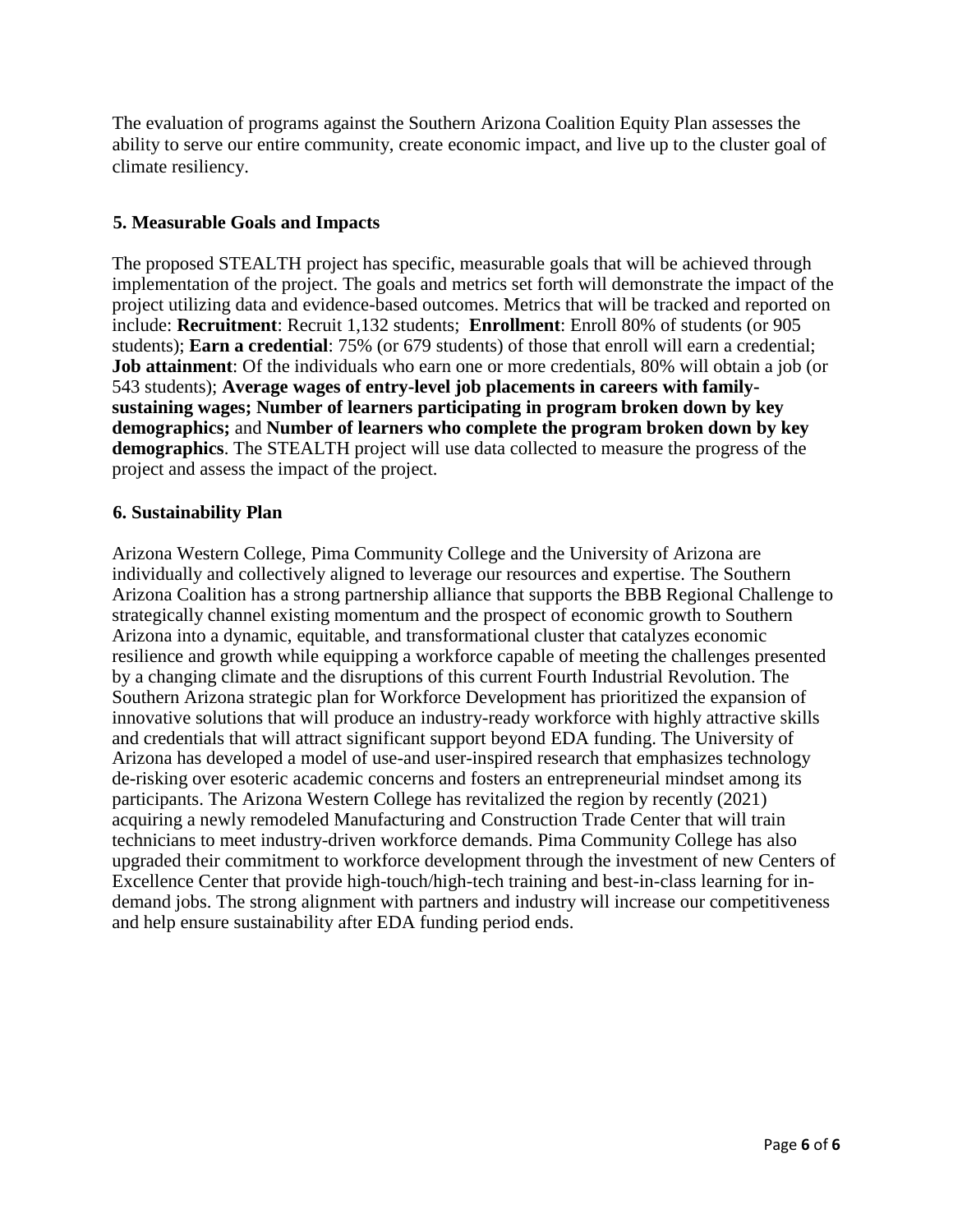The evaluation of programs against the Southern Arizona Coalition Equity Plan assesses the ability to serve our entire community, create economic impact, and live up to the cluster goal of climate resiliency.

## 5. Measurable Goals and Impacts

The proposed STEALTH project has specific, measurable goals that will be achieved through implementation of the project. The goals and metrics set forth will demonstrate the impact of the project utilizing data and evidence-based outcomes. Metrics that will be tracked and reported on include: **Recruitment**: Recruit 1,132 students; **Enrollment**: Enroll 80% of students (or 905 students); **Earn a credential**: 75% (or 679 students) of those that enroll will earn a credential; **Job attainment**: Of the individuals who earn one or more credentials, 80% will obtain a job (or 543 students); **Average wages of entry-level job placements in careers with family-sustaining wages; Number of learners participating in program broken down by key demographics;** and **Number of learners who complete the program broken down by key demographics**. The STEALTH project will use data collected to measure the progress of the project and assess the impact of the project.

## 6. Sustainability Plan

Arizona Western College, Pima Community College and the University of Arizona are individually and collectively aligned to leverage our resources and expertise. The Southern Arizona Coalition has a strong partnership alliance that supports the BBB Regional Challenge to strategically channel existing momentum and the prospect of economic growth to Southern Arizona into a dynamic, equitable, and transformational cluster that catalyzes economic resilience and growth while equipping a workforce capable of meeting the challenges presented by a changing climate and the disruptions of this current Fourth Industrial Revolution. The Southern Arizona strategic plan for Workforce Development has prioritized the expansion of innovative solutions that will produce an industry-ready workforce with highly attractive skills and credentials that will attract significant support beyond EDA funding. The University of Arizona has developed a model of use-and user-inspired research that emphasizes technology de-risking over esoteric academic concerns and fosters an entrepreneurial mindset among its participants. The Arizona Western College has revitalized the region by recently (2021) acquiring a newly remodeled Manufacturing and Construction Trade Center that will train technicians to meet industry-driven workforce demands. Pima Community College has also upgraded their commitment to workforce development through the investment of new Centers of Excellence Center that provide high-touch/high-tech training and best-in-class learning for in-demand jobs. The strong alignment with partners and industry will increase our competitiveness and help ensure sustainability after EDA funding period ends.